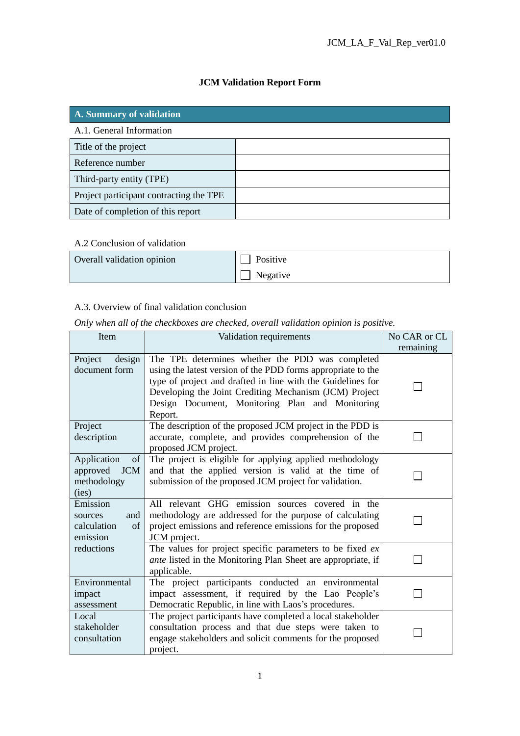# JCM Validation Report Form

| A. Summary of validation | |
|---|---|

A.1. General Information

| Title of the project | |
|---|---|
| Reference number | |
| Third-party entity (TPE) | |
| Project participant contracting the TPE | |
| Date of completion of this report | |

A.2 Conclusion of validation

| Overall validation opinion | ☐ Positive<br>☐ Negative |
|---|---|

A.3. Overview of final validation conclusion

*Only when all of the checkboxes are checked, overall validation opinion is positive.*

| Item | Validation requirements | No CAR or CL remaining |
|---|---|---|
| Project design document form | The TPE determines whether the PDD was completed using the latest version of the PDD forms appropriate to the type of project and drafted in line with the Guidelines for Developing the Joint Crediting Mechanism (JCM) Project Design Document, Monitoring Plan and Monitoring Report. | ☐ |
| Project description | The description of the proposed JCM project in the PDD is accurate, complete, and provides comprehension of the proposed JCM project. | ☐ |
| Application of approved JCM methodology (ies) | The project is eligible for applying applied methodology and that the applied version is valid at the time of submission of the proposed JCM project for validation. | ☐ |
| Emission sources and calculation of emission reductions | All relevant GHG emission sources covered in the methodology are addressed for the purpose of calculating project emissions and reference emissions for the proposed JCM project. | ☐ |
| | The values for project specific parameters to be fixed *ex ante* listed in the Monitoring Plan Sheet are appropriate, if applicable. | ☐ |
| Environmental impact assessment | The project participants conducted an environmental impact assessment, if required by the Lao People's Democratic Republic, in line with Laos's procedures. | ☐ |
| Local stakeholder consultation | The project participants have completed a local stakeholder consultation process and that due steps were taken to engage stakeholders and solicit comments for the proposed project. | ☐ |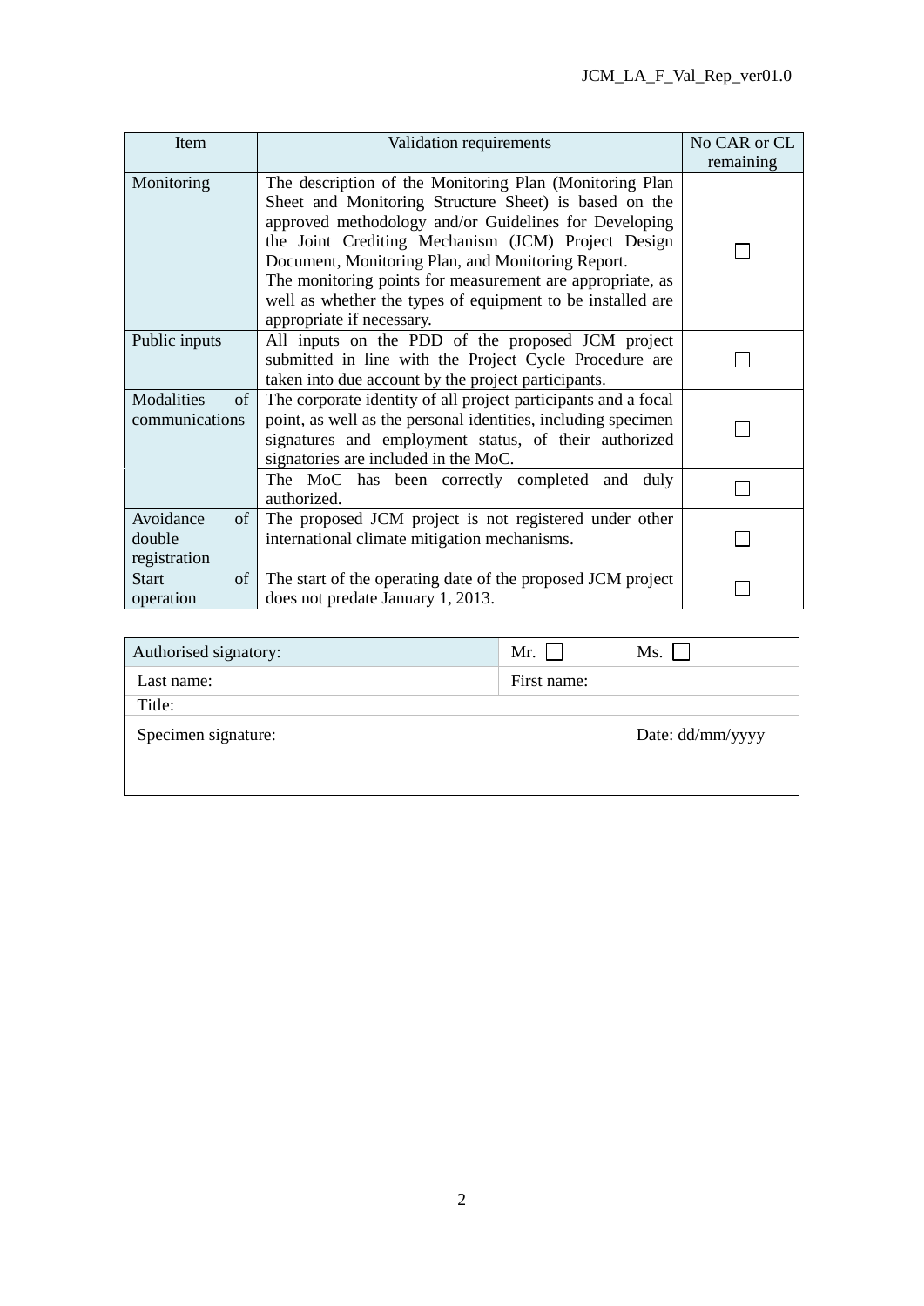| Item | Validation requirements | No CAR or CL remaining |
|---|---|---|
| Monitoring | The description of the Monitoring Plan (Monitoring Plan Sheet and Monitoring Structure Sheet) is based on the approved methodology and/or Guidelines for Developing the Joint Crediting Mechanism (JCM) Project Design Document, Monitoring Plan, and Monitoring Report.<br>The monitoring points for measurement are appropriate, as well as whether the types of equipment to be installed are appropriate if necessary. | ☐ |
| Public inputs | All inputs on the PDD of the proposed JCM project submitted in line with the Project Cycle Procedure are taken into due account by the project participants. | ☐ |
| Modalities of communications | The corporate identity of all project participants and a focal point, as well as the personal identities, including specimen signatures and employment status, of their authorized signatories are included in the MoC. | ☐ |
| | The MoC has been correctly completed and duly authorized. | ☐ |
| Avoidance of double registration | The proposed JCM project is not registered under other international climate mitigation mechanisms. | ☐ |
| Start of operation | The start of the operating date of the proposed JCM project does not predate January 1, 2013. | ☐ |

| Authorised signatory: | Mr. ☐ Ms. ☐ |
|---|---|
| Last name: | First name: |
| Title: | |
| Specimen signature: | Date: dd/mm/yyyy |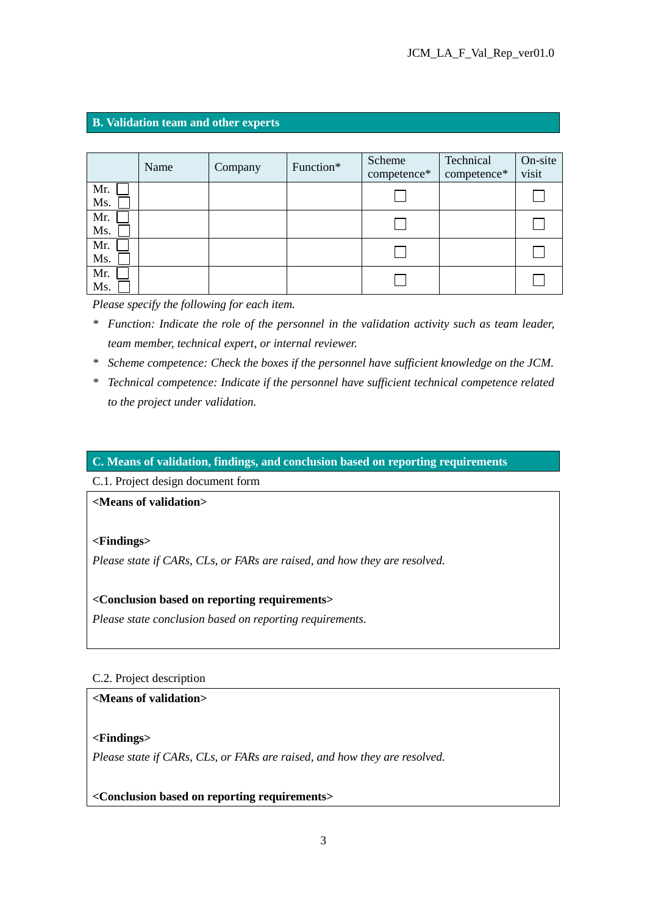## B. Validation team and other experts

| | Name | Company | Function* | Scheme competence* | Technical competence* | On-site visit |
|---|---|---|---|---|---|---|
| Mr. ☐ Ms. ☐ | | | | ☐ | | ☐ |
| Mr. ☐ Ms. ☐ | | | | ☐ | | ☐ |
| Mr. ☐ Ms. ☐ | | | | ☐ | | ☐ |
| Mr. ☐ Ms. ☐ | | | | ☐ | | ☐ |

*Please specify the following for each item.*

\* *Function: Indicate the role of the personnel in the validation activity such as team leader, team member, technical expert, or internal reviewer.*

\* *Scheme competence: Check the boxes if the personnel have sufficient knowledge on the JCM.*

\* *Technical competence: Indicate if the personnel have sufficient technical competence related to the project under validation.*

## C. Means of validation, findings, and conclusion based on reporting requirements

C.1. Project design document form

**<Means of validation>**

**<Findings>**

*Please state if CARs, CLs, or FARs are raised, and how they are resolved.*

**<Conclusion based on reporting requirements>**

*Please state conclusion based on reporting requirements.*

C.2. Project description

**<Means of validation>**

**<Findings>**

*Please state if CARs, CLs, or FARs are raised, and how they are resolved.*

**<Conclusion based on reporting requirements>**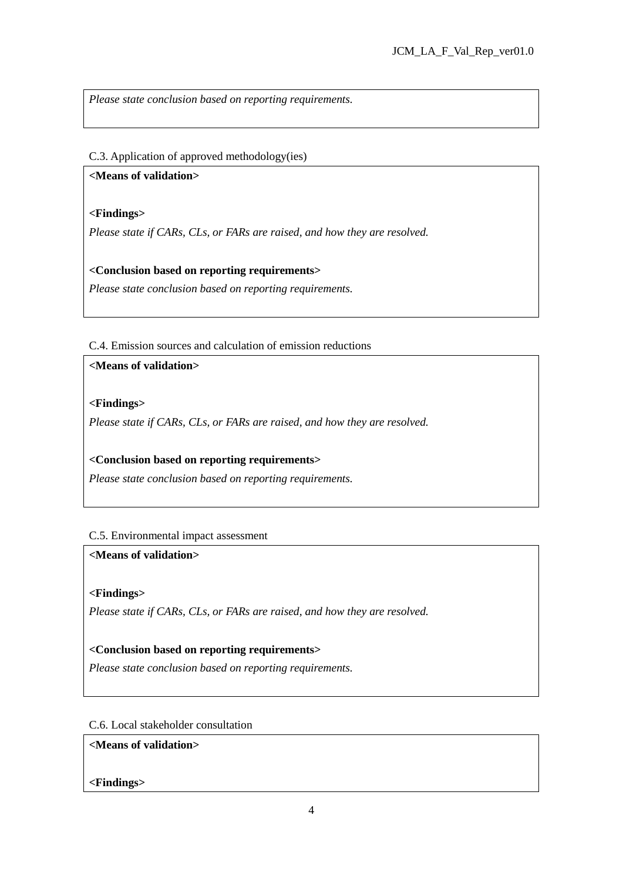*Please state conclusion based on reporting requirements.*

C.3. Application of approved methodology(ies)

**<Means of validation>**

**<Findings>**

*Please state if CARs, CLs, or FARs are raised, and how they are resolved.*

**<Conclusion based on reporting requirements>**

*Please state conclusion based on reporting requirements.*

C.4. Emission sources and calculation of emission reductions

**<Means of validation>**

**<Findings>**

*Please state if CARs, CLs, or FARs are raised, and how they are resolved.*

**<Conclusion based on reporting requirements>**

*Please state conclusion based on reporting requirements.*

C.5. Environmental impact assessment

**<Means of validation>**

**<Findings>**

*Please state if CARs, CLs, or FARs are raised, and how they are resolved.*

**<Conclusion based on reporting requirements>**

*Please state conclusion based on reporting requirements.*

C.6. Local stakeholder consultation

**<Means of validation>**

**<Findings>**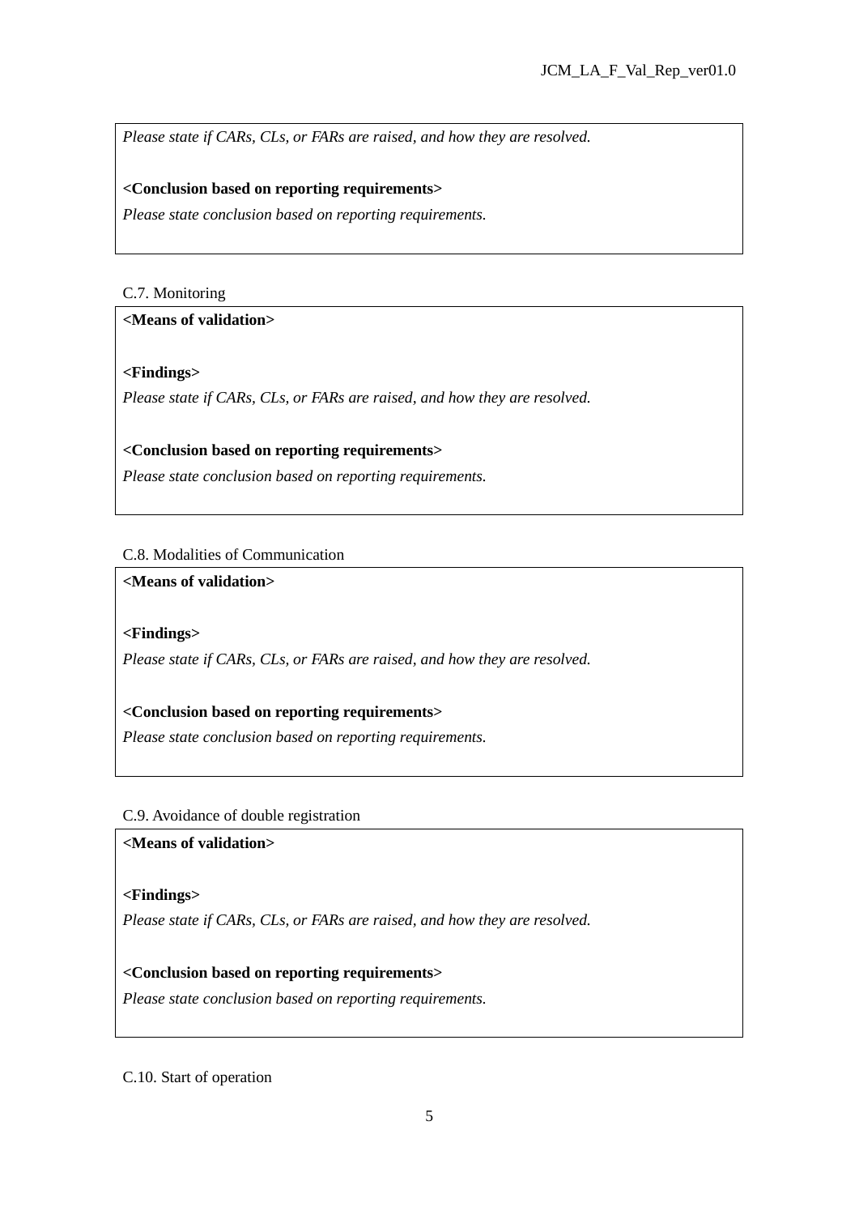*Please state if CARs, CLs, or FARs are raised, and how they are resolved.*

**<Conclusion based on reporting requirements>**

*Please state conclusion based on reporting requirements.*

C.7. Monitoring

**<Means of validation>**

**<Findings>**

*Please state if CARs, CLs, or FARs are raised, and how they are resolved.*

**<Conclusion based on reporting requirements>**

*Please state conclusion based on reporting requirements.*

C.8. Modalities of Communication

**<Means of validation>**

**<Findings>**

*Please state if CARs, CLs, or FARs are raised, and how they are resolved.*

**<Conclusion based on reporting requirements>**

*Please state conclusion based on reporting requirements.*

C.9. Avoidance of double registration

**<Means of validation>**

**<Findings>**

*Please state if CARs, CLs, or FARs are raised, and how they are resolved.*

**<Conclusion based on reporting requirements>**

*Please state conclusion based on reporting requirements.*

C.10. Start of operation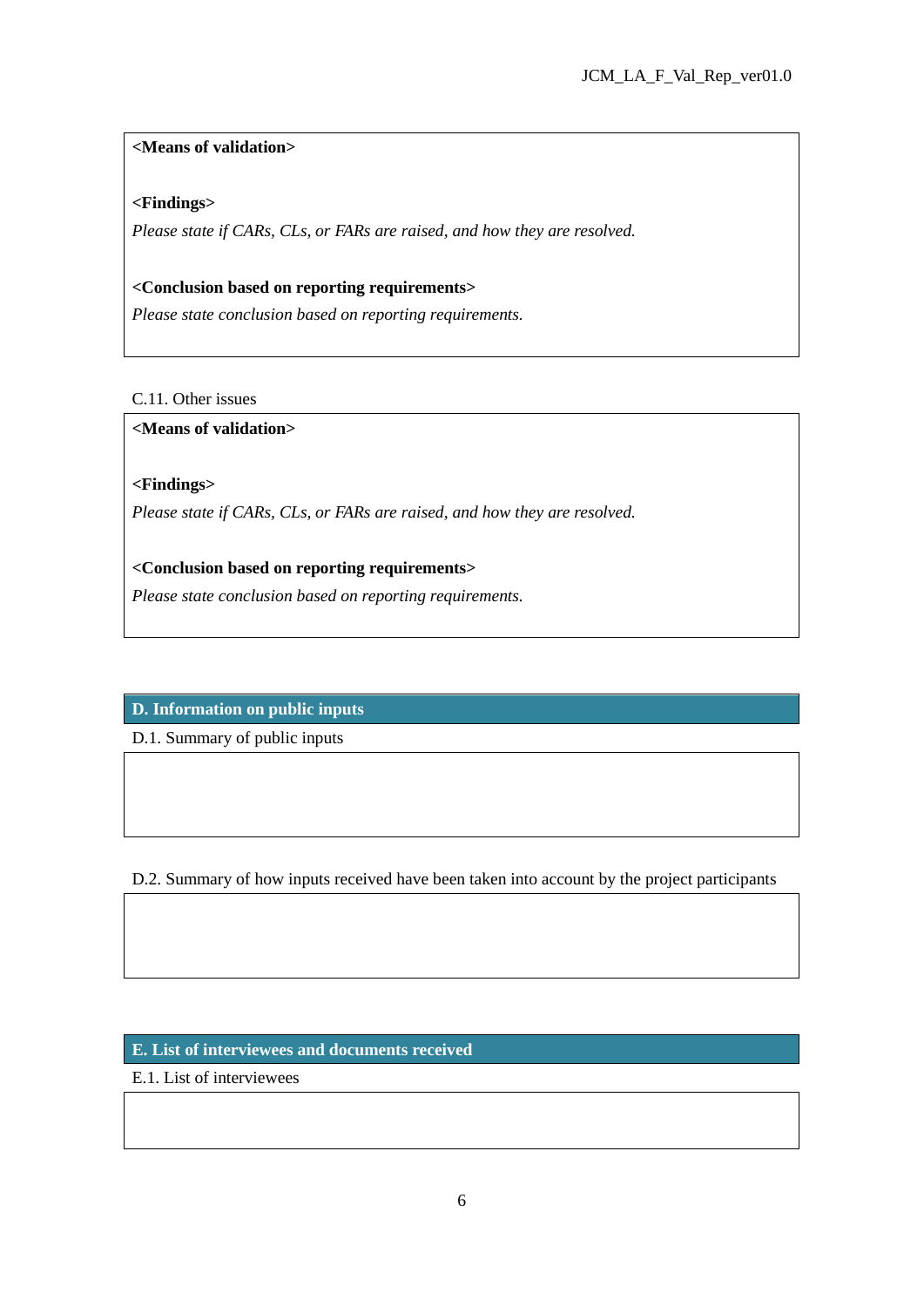**<Means of validation>**

**<Findings>**

*Please state if CARs, CLs, or FARs are raised, and how they are resolved.*

**<Conclusion based on reporting requirements>**

*Please state conclusion based on reporting requirements.*

C.11. Other issues

**<Means of validation>**

**<Findings>**

*Please state if CARs, CLs, or FARs are raised, and how they are resolved.*

**<Conclusion based on reporting requirements>**

*Please state conclusion based on reporting requirements.*

## D. Information on public inputs

D.1. Summary of public inputs

D.2. Summary of how inputs received have been taken into account by the project participants

## E. List of interviewees and documents received

E.1. List of interviewees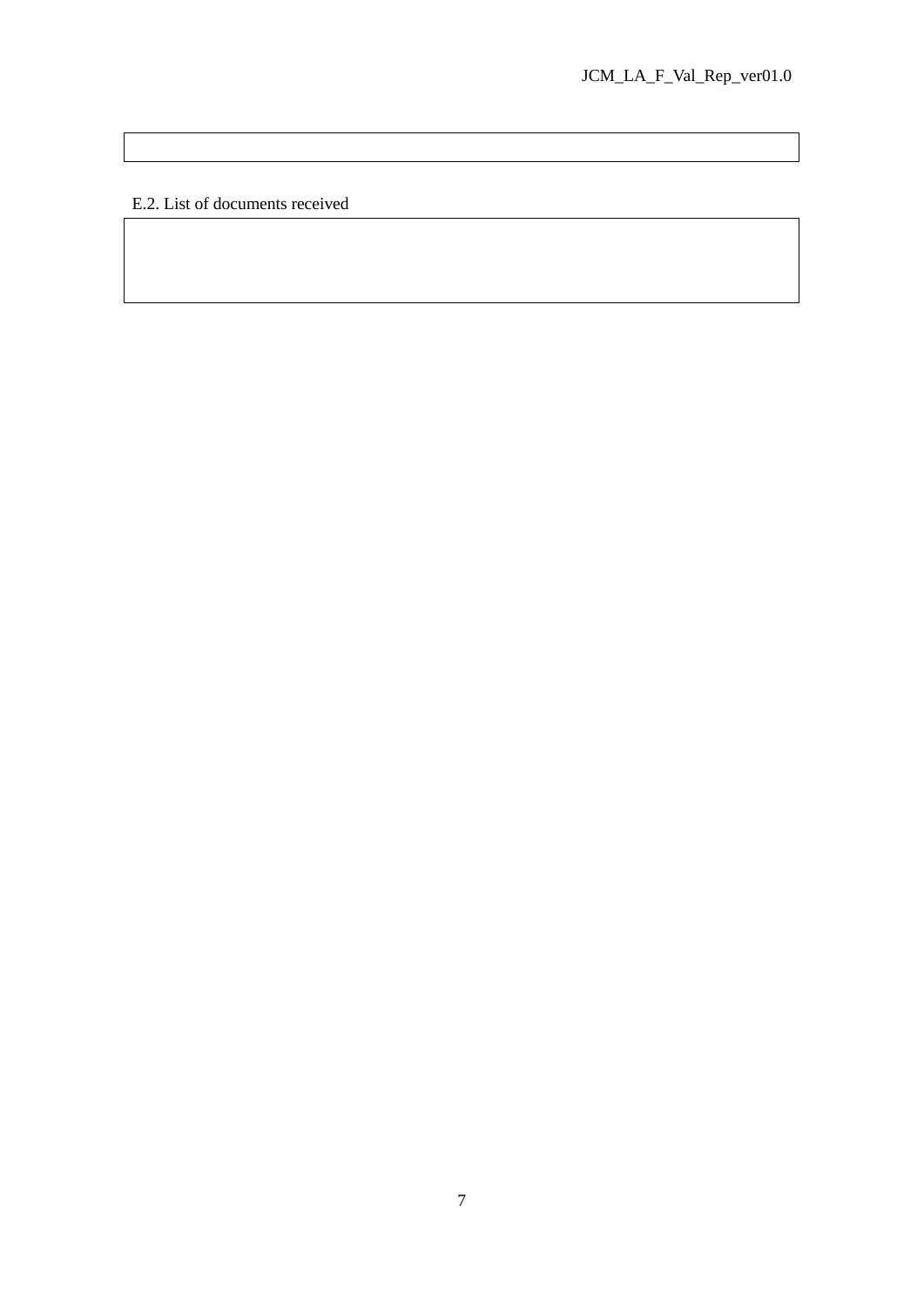E.2. List of documents received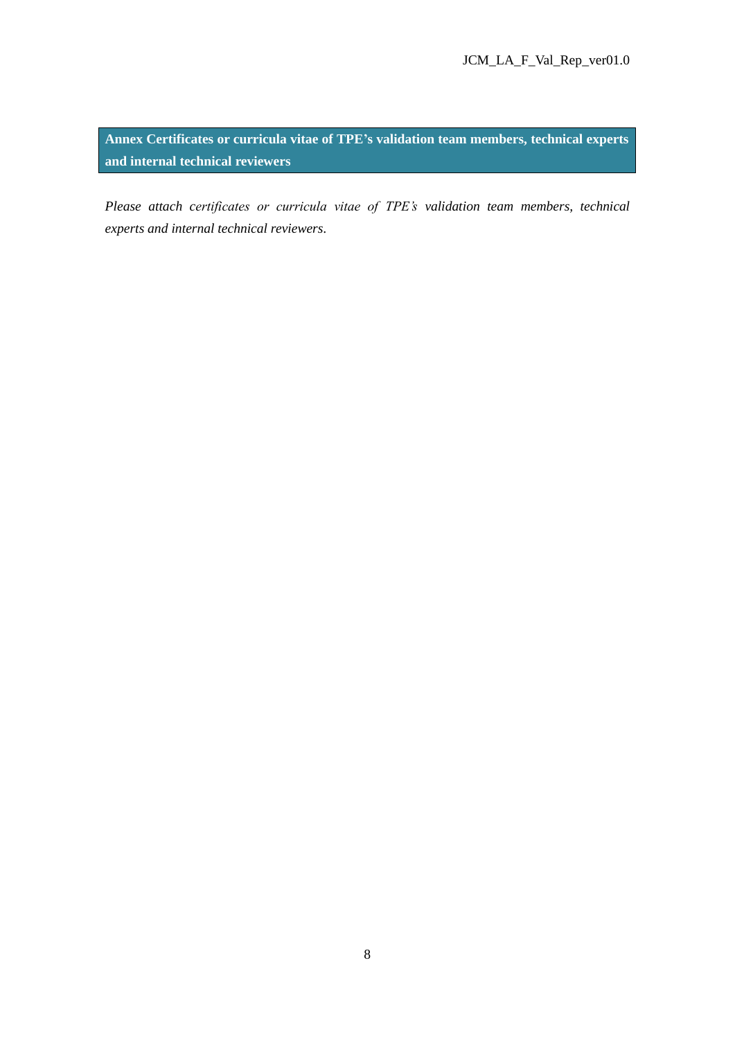## Annex Certificates or curricula vitae of TPE's validation team members, technical experts and internal technical reviewers

*Please attach certificates or curricula vitae of TPE's validation team members, technical experts and internal technical reviewers.*